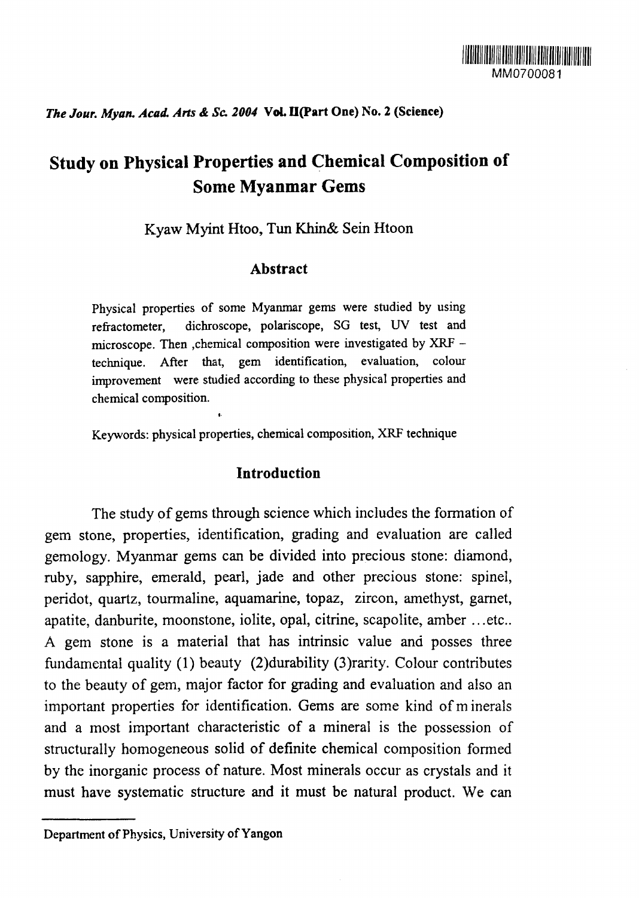# Study on Physical Properties and Chemical Composition of Some Myanmar Gems

Kyaw Myint Htoo, Tun Khin& Sein Htoon

## Abstract

Physical properties of some Myanmar gems were studied by using refractometer, dichroscope, polariscope, SG test, UV test and microscope. Then ,chemical composition were investigated by XRF – technique. After that, gem identification, evaluation, colour improvement were studied according to these physical properties and chemical composition.

Keywords: physical properties, chemical composition, XRF technique

## Introduction

The study of gems through science which includes the formation of gem stone, properties, identification, grading and evaluation are called gemology. Myanmar gems can be divided into precious stone: diamond, ruby, sapphire, emerald, pearl, jade and other precious stone: spinel, peridot, quartz, tourmaline, aquamarine, topaz, zircon, amethyst, garnet, apatite, danburite, moonstone, iolite, opal, citrine, scapolite, amber ...etc.. A gem stone is a material that has intrinsic value and posses three fundamental quality (1) beauty (2)durability (3)rarity. Colour contributes to the beauty of gem, major factor for grading and evaluation and also an important properties for identification. Gems are some kind of m inerals and a most important characteristic of a mineral is the possession of structurally homogeneous solid of definite chemical composition formed by the inorganic process of nature. Most minerals occur as crystals and it must have systematic structure and it must be natural product. We can

---

Department of Physics, University of Yangon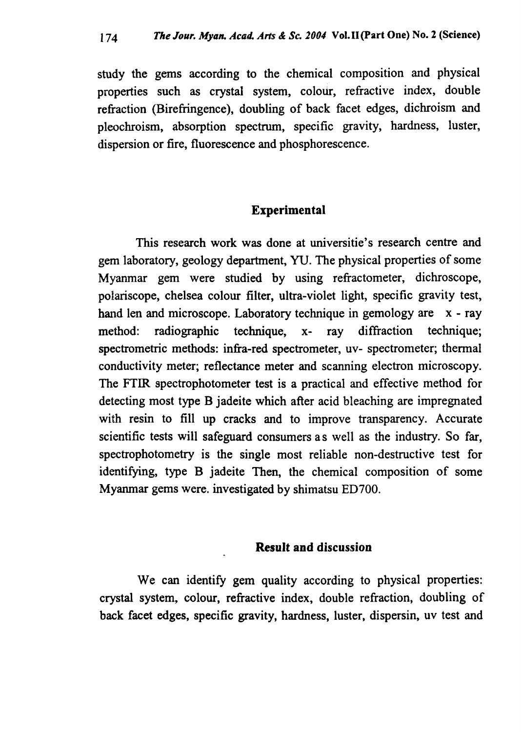study the gems according to the chemical composition and physical properties such as crystal system, colour, refractive index, double refraction (Birefringence), doubling of back facet edges, dichroism and pleochroism, absorption spectrum, specific gravity, hardness, luster, dispersion or fire, fluorescence and phosphorescence.

## Experimental

This research work was done at universitie's research centre and gem laboratory, geology department, YU. The physical properties of some Myanmar gem were studied by using refractometer, dichroscope, polariscope, chelsea colour filter, ultra-violet light, specific gravity test, hand len and microscope. Laboratory technique in gemology are x - ray method: radiographic technique, x- ray diffraction technique; spectrometric methods: infra-red spectrometer, uv- spectrometer; thermal conductivity meter; reflectance meter and scanning electron microscopy. The FTIR spectrophotometer test is a practical and effective method for detecting most type B jadeite which after acid bleaching are impregnated with resin to fill up cracks and to improve transparency. Accurate scientific tests will safeguard consumers as well as the industry. So far, spectrophotometry is the single most reliable non-destructive test for identifying, type B jadeite Then, the chemical composition of some Myanmar gems were. investigated by shimatsu ED700.

## Result and discussion

We can identify gem quality according to physical properties: crystal system, colour, refractive index, double refraction, doubling of back facet edges, specific gravity, hardness, luster, dispersin, uv test and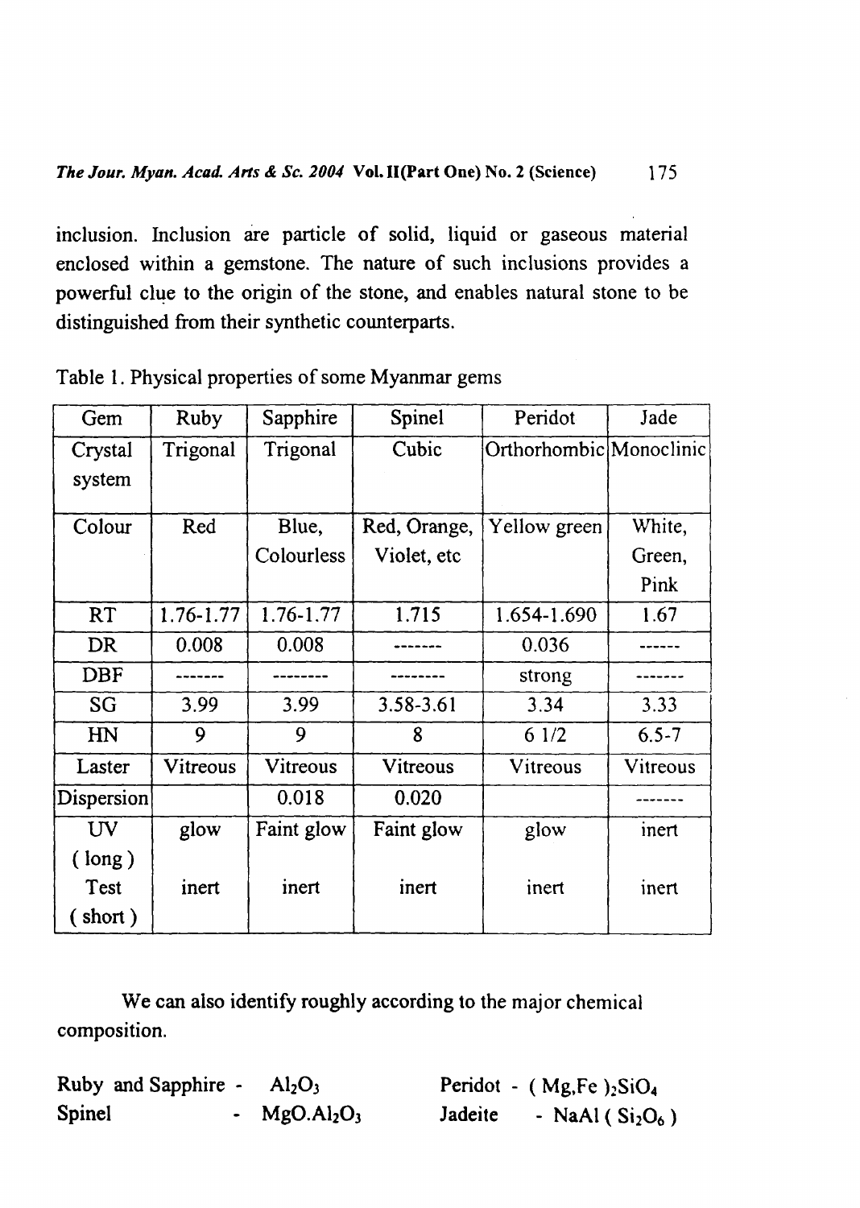inclusion. Inclusion are particle of solid, liquid or gaseous material enclosed within a gemstone. The nature of such inclusions provides a powerful clue to the origin of the stone, and enables natural stone to be distinguished from their synthetic counterparts.

Table 1. Physical properties of some Myanmar gems

| Gem | Ruby | Sapphire | Spinel | Peridot | Jade |
|---|---|---|---|---|---|
| Crystal system | Trigonal | Trigonal | Cubic | Orthorhombic | Monoclinic |
| Colour | Red | Blue, Colourless | Red, Orange, Violet, etc | Yellow green | White, Green, Pink |
| RT | 1.76-1.77 | 1.76-1.77 | 1.715 | 1.654-1.690 | 1.67 |
| DR | 0.008 | 0.008 | ------- | 0.036 | ------ |
| DBF | ------- | -------- | -------- | strong | ------- |
| SG | 3.99 | 3.99 | 3.58-3.61 | 3.34 | 3.33 |
| HN | 9 | 9 | 8 | 6 1/2 | 6.5-7 |
| Laster | Vitreous | Vitreous | Vitreous | Vitreous | Vitreous |
| Dispersion | | 0.018 | 0.020 | | ------- |
| UV ( long ) | glow | Faint glow | Faint glow | glow | inert |
| Test ( short ) | inert | inert | inert | inert | inert |

We can also identify roughly according to the major chemical composition.

Ruby and Sapphire - $Al_2O_3$

Spinel - $MgO.Al_2O_3$

Peridot - $(Mg,Fe)_2SiO_4$

Jadeite - $NaAl(Si_2O_6)$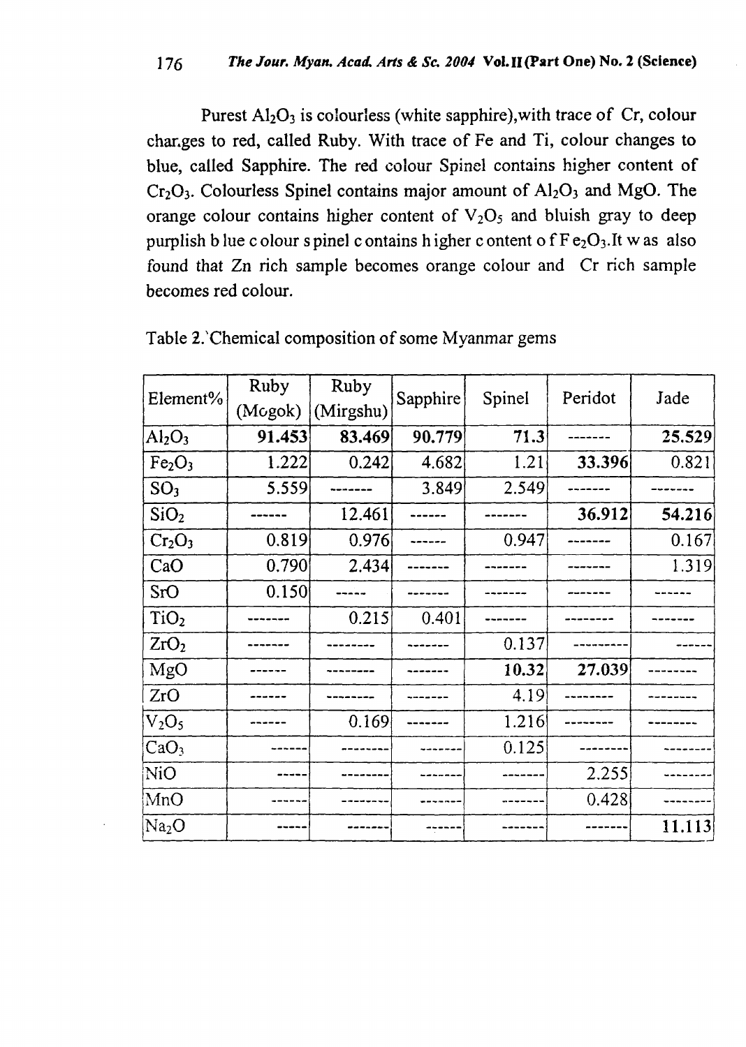Purest $Al_2O_3$ is colourless (white sapphire),with trace of Cr, colour changes to red, called Ruby. With trace of Fe and Ti, colour changes to blue, called Sapphire. The red colour Spinel contains higher content of $Cr_2O_3$. Colourless Spinel contains major amount of $Al_2O_3$ and MgO. The orange colour contains higher content of $V_2O_5$ and bluish gray to deep purplish blue colour spinel contains higher content of $Fe_2O_3$.It was also found that Zn rich sample becomes orange colour and Cr rich sample becomes red colour.

Table 2. Chemical composition of some Myanmar gems

| Element% | Ruby (Mogok) | Ruby (Mirgshu) | Sapphire | Spinel | Peridot | Jade |
|---|---|---|---|---|---|---|
| $Al_2O_3$ | **91.453** | **83.469** | **90.779** | **71.3** | ------- | **25.529** |
| $Fe_2O_3$ | 1.222 | 0.242 | 4.682 | 1.21 | **33.396** | 0.821 |
| $SO_3$ | 5.559 | ------- | 3.849 | 2.549 | ------- | ------- |
| $SiO_2$ | ------ | 12.461 | ------ | ------- | **36.912** | **54.216** |
| $Cr_2O_3$ | 0.819 | 0.976 | ------ | 0.947 | ------- | 0.167 |
| CaO | 0.790 | 2.434 | ------- | ------- | ------- | 1.319 |
| SrO | 0.150 | ----- | ------- | ------- | ------- | ------ |
| $TiO_2$ | ------- | 0.215 | 0.401 | ------- | -------- | ------- |
| $ZrO_2$ | ------- | -------- | ------- | 0.137 | --------- | ------ |
| MgO | ------ | -------- | ------- | **10.32** | **27.039** | -------- |
| ZrO | ------ | -------- | ------- | 4.19 | -------- | -------- |
| $V_2O_5$ | ------ | 0.169 | ------- | 1.216 | -------- | -------- |
| $CaO_3$ | ------ | -------- | ------- | 0.125 | -------- | -------- |
| NiO | ----- | -------- | ------- | ------- | 2.255 | -------- |
| MnO | ------ | -------- | ------- | ------- | 0.428 | -------- |
| $Na_2O$ | ----- | ------- | ------ | ------- | ------- | **11.113** |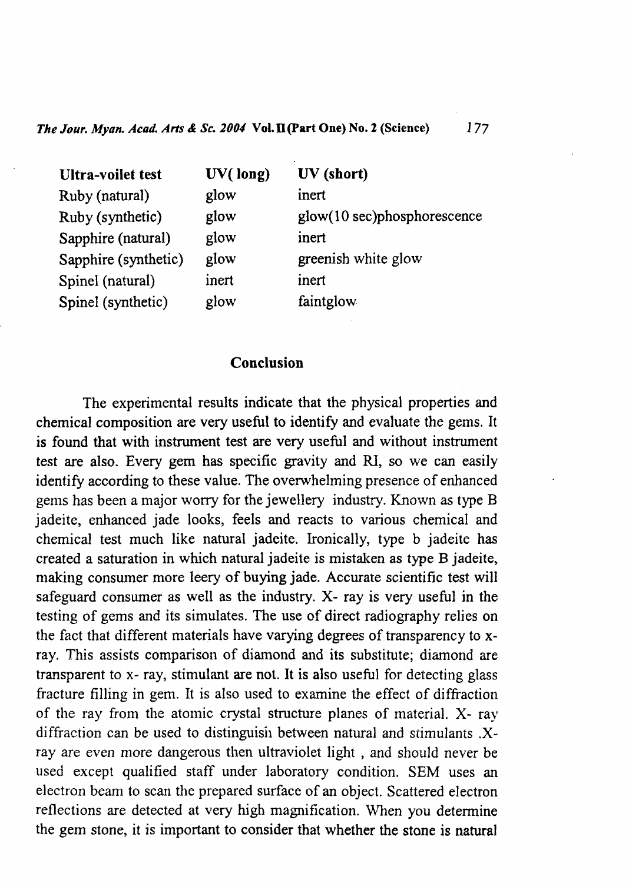| Ultra-voilet test | UV( long) | UV (short) |
|---|---|---|
| Ruby (natural) | glow | inert |
| Ruby (synthetic) | glow | glow(10 sec)phosphorescence |
| Sapphire (natural) | glow | inert |
| Sapphire (synthetic) | glow | greenish white glow |
| Spinel (natural) | inert | inert |
| Spinel (synthetic) | glow | faintglow |

## Conclusion

The experimental results indicate that the physical properties and chemical composition are very useful to identify and evaluate the gems. It is found that with instrument test are very useful and without instrument test are also. Every gem has specific gravity and RI, so we can easily identify according to these value. The overwhelming presence of enhanced gems has been a major worry for the jewellery industry. Known as type B jadeite, enhanced jade looks, feels and reacts to various chemical and chemical test much like natural jadeite. Ironically, type b jadeite has created a saturation in which natural jadeite is mistaken as type B jadeite, making consumer more leery of buying jade. Accurate scientific test will safeguard consumer as well as the industry. X- ray is very useful in the testing of gems and its simulates. The use of direct radiography relies on the fact that different materials have varying degrees of transparency to x-ray. This assists comparison of diamond and its substitute; diamond are transparent to x- ray, stimulant are not. It is also useful for detecting glass fracture filling in gem. It is also used to examine the effect of diffraction of the ray from the atomic crystal structure planes of material. X- ray diffraction can be used to distinguish between natural and stimulants .X-ray are even more dangerous then ultraviolet light , and should never be used except qualified staff under laboratory condition. SEM uses an electron beam to scan the prepared surface of an object. Scattered electron reflections are detected at very high magnification. When you determine the gem stone, it is important to consider that whether the stone is natural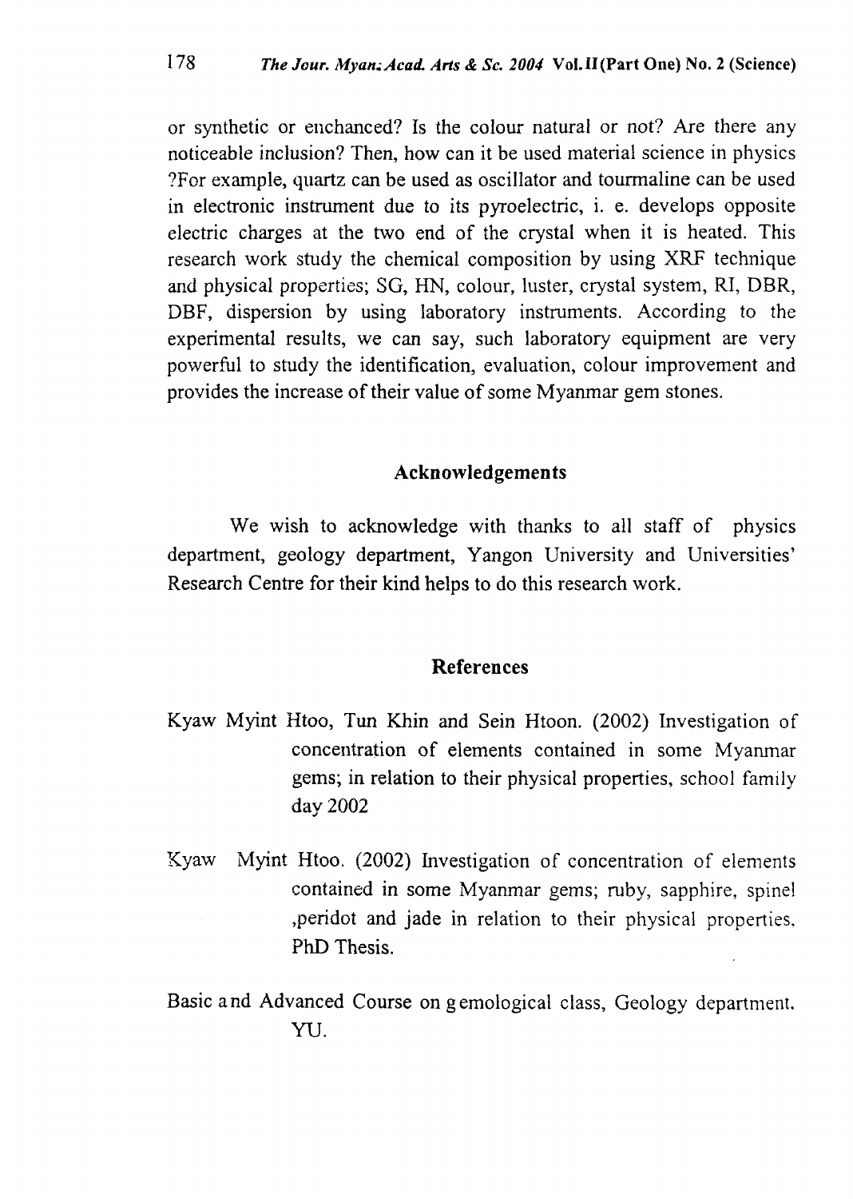or synthetic or enchanced? Is the colour natural or not? Are there any noticeable inclusion? Then, how can it be used material science in physics ?For example, quartz can be used as oscillator and tourmaline can be used in electronic instrument due to its pyroelectric, i. e. develops opposite electric charges at the two end of the crystal when it is heated. This research work study the chemical composition by using XRF technique and physical properties; SG, HN, colour, luster, crystal system, RI, DBR, DBF, dispersion by using laboratory instruments. According to the experimental results, we can say, such laboratory equipment are very powerful to study the identification, evaluation, colour improvement and provides the increase of their value of some Myanmar gem stones.

## Acknowledgements

We wish to acknowledge with thanks to all staff of physics department, geology department, Yangon University and Universities' Research Centre for their kind helps to do this research work.

## References

Kyaw Myint Htoo, Tun Khin and Sein Htoon. (2002) Investigation of concentration of elements contained in some Myanmar gems; in relation to their physical properties, school family day 2002

Kyaw Myint Htoo. (2002) Investigation of concentration of elements contained in some Myanmar gems; ruby, sapphire, spinel ,peridot and jade in relation to their physical properties. PhD Thesis.

Basic and Advanced Course on gemological class, Geology department. YU.